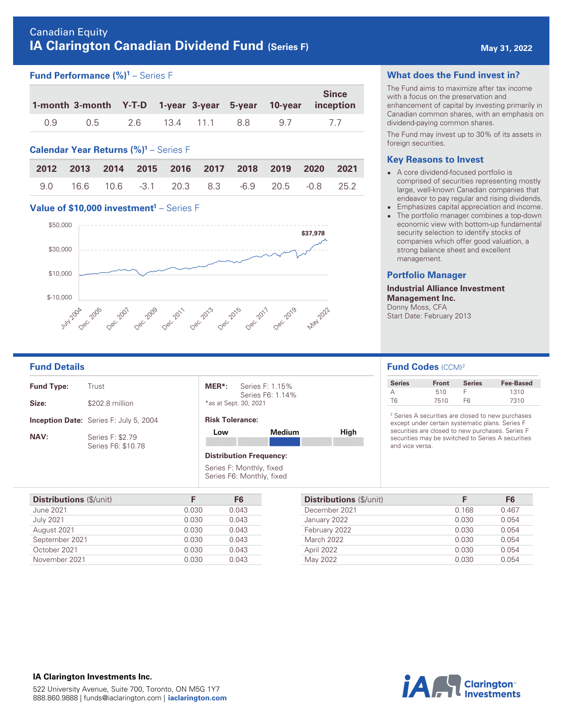Canadian Equity

# IA Clarington Canadian Dividend Fund (Series F)

May 31, 2022

## Fund Performance (%)[1] – Series F

| 1-month | 3-month | Y-T-D | 1-year | 3-year | 5-year | 10-year | Since inception |
|---|---|---|---|---|---|---|---|
| 0.9 | 0.5 | 2.6 | 13.4 | 11.1 | 8.8 | 9.7 | 7.7 |

## Calendar Year Returns (%)[1] – Series F

| 2012 | 2013 | 2014 | 2015 | 2016 | 2017 | 2018 | 2019 | 2020 | 2021 |
|---|---|---|---|---|---|---|---|---|---|
| 9.0 | 16.6 | 10.6 | -3.1 | 20.3 | 8.3 | -6.9 | 20.5 | -0.8 | 25.2 |

## Value of $10,000 investment[1] – Series F

$37,978

$50,000 | $30,000 | $10,000 | $-10,000

July 2004 | Dec. 2005 | Dec. 2007 | Dec. 2009 | Dec. 2011 | Dec. 2013 | Dec. 2015 | Dec. 2017 | Dec. 2019 | May 2022

## What does the Fund invest in?

The Fund aims to maximize after tax income with a focus on the preservation and enhancement of capital by investing primarily in Canadian common shares, with an emphasis on dividend-paying common shares.

The Fund may invest up to 30% of its assets in foreign securities.

## Key Reasons to Invest

- A core dividend-focused portfolio is comprised of securities representing mostly large, well-known Canadian companies that endeavor to pay regular and rising dividends.
- Emphasizes capital appreciation and income.
- The portfolio manager combines a top-down economic view with bottom-up fundamental security selection to identify stocks of companies which offer good valuation, a strong balance sheet and excellent management.

## Portfolio Manager

**Industrial Alliance Investment Management Inc.**
Donny Moss, CFA
Start Date: February 2013

## Fund Details

**Fund Type:** Trust

**Size:** $202.8 million

**Inception Date:** Series F: July 5, 2004

**NAV:** Series F: $2.79
Series F6: $10.78

**MER*:** Series F: 1.15%
Series F6: 1.14%
*as at Sept. 30, 2021

**Risk Tolerance:** Low – Medium – High (Medium)

**Distribution Frequency:**
Series F: Monthly, fixed
Series F6: Monthly, fixed

## Fund Codes (CCM)[2]

| Series | Front | Series | Fee-Based |
|---|---|---|---|
| A | 510 | F | 1310 |
| T6 | 7510 | F6 | 7310 |

[2] Series A securities are closed to new purchases except under certain systematic plans. Series F securities are closed to new purchases. Series F securities may be switched to Series A securities and vice versa.

| Distributions ($/unit) | F | F6 |
|---|---|---|
| June 2021 | 0.030 | 0.043 |
| July 2021 | 0.030 | 0.043 |
| August 2021 | 0.030 | 0.043 |
| September 2021 | 0.030 | 0.043 |
| October 2021 | 0.030 | 0.043 |
| November 2021 | 0.030 | 0.043 |

| Distributions ($/unit) | F | F6 |
|---|---|---|
| December 2021 | 0.168 | 0.467 |
| January 2022 | 0.030 | 0.054 |
| February 2022 | 0.030 | 0.054 |
| March 2022 | 0.030 | 0.054 |
| April 2022 | 0.030 | 0.054 |
| May 2022 | 0.030 | 0.054 |

**IA Clarington Investments Inc.**
522 University Avenue, Suite 700, Toronto, ON M5G 1Y7
888.860.9888 | funds@iaclarington.com | **iaclarington.com**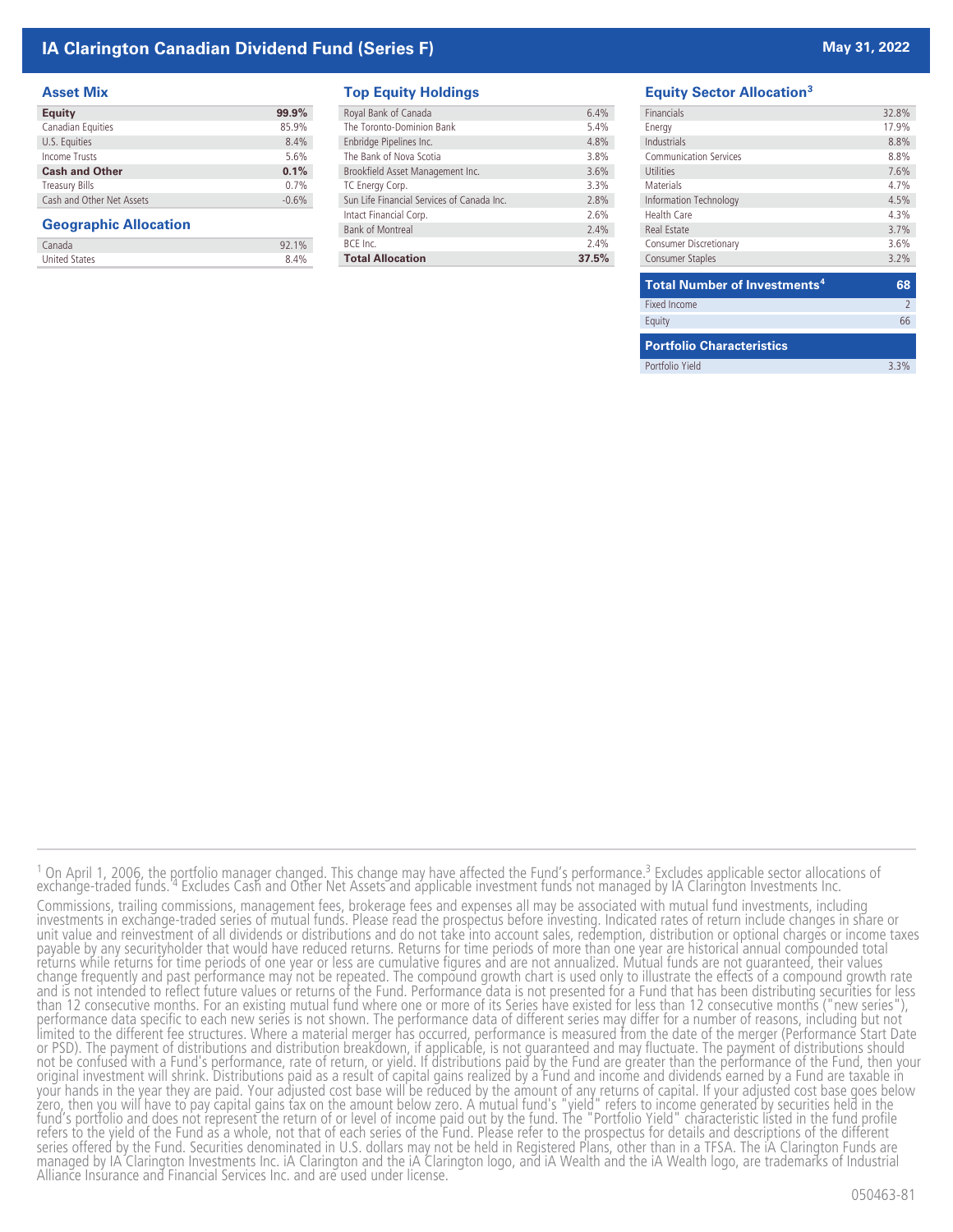# IA Clarington Canadian Dividend Fund (Series F)

May 31, 2022

## Asset Mix

| | |
|---|---|
| **Equity** | **99.9%** |
| Canadian Equities | 85.9% |
| U.S. Equities | 8.4% |
| Income Trusts | 5.6% |
| **Cash and Other** | **0.1%** |
| Treasury Bills | 0.7% |
| Cash and Other Net Assets | -0.6% |

## Geographic Allocation

| | |
|---|---|
| Canada | 92.1% |
| United States | 8.4% |

## Top Equity Holdings

| | |
|---|---|
| Royal Bank of Canada | 6.4% |
| The Toronto-Dominion Bank | 5.4% |
| Enbridge Pipelines Inc. | 4.8% |
| The Bank of Nova Scotia | 3.8% |
| Brookfield Asset Management Inc. | 3.6% |
| TC Energy Corp. | 3.3% |
| Sun Life Financial Services of Canada Inc. | 2.8% |
| Intact Financial Corp. | 2.6% |
| Bank of Montreal | 2.4% |
| BCE Inc. | 2.4% |
| **Total Allocation** | **37.5%** |

## Equity Sector Allocation[3]

| | |
|---|---|
| Financials | 32.8% |
| Energy | 17.9% |
| Industrials | 8.8% |
| Communication Services | 8.8% |
| Utilities | 7.6% |
| Materials | 4.7% |
| Information Technology | 4.5% |
| Health Care | 4.3% |
| Real Estate | 3.7% |
| Consumer Discretionary | 3.6% |
| Consumer Staples | 3.2% |

## Total Number of Investments[4]: 68

| | |
|---|---|
| Fixed Income | 2 |
| Equity | 66 |

## Portfolio Characteristics

| | |
|---|---|
| Portfolio Yield | 3.3% |

[1] On April 1, 2006, the portfolio manager changed. This change may have affected the Fund's performance.[3] Excludes applicable sector allocations of exchange-traded funds. [4] Excludes Cash and Other Net Assets and applicable investment funds not managed by IA Clarington Investments Inc.

Commissions, trailing commissions, management fees, brokerage fees and expenses all may be associated with mutual fund investments, including investments in exchange-traded series of mutual funds. Please read the prospectus before investing. Indicated rates of return include changes in share or unit value and reinvestment of all dividends or distributions and do not take into account sales, redemption, distribution or optional charges or income taxes payable by any securityholder that would have reduced returns. Returns for time periods of more than one year are historical annual compounded total returns while returns for time periods of one year or less are cumulative figures and are not annualized. Mutual funds are not guaranteed, their values change frequently and past performance may not be repeated. The compound growth chart is used only to illustrate the effects of a compound growth rate and is not intended to reflect future values or returns of the Fund. Performance data is not presented for a Fund that has been distributing securities for less than 12 consecutive months. For an existing mutual fund where one or more of its Series have existed for less than 12 consecutive months ("new series"), performance data specific to each new series is not shown. The performance data of different series may differ for a number of reasons, including but not limited to the different fee structures. Where a material merger has occurred, performance is measured from the date of the merger (Performance Start Date or PSD). The payment of distributions and distribution breakdown, if applicable, is not guaranteed and may fluctuate. The payment of distributions should not be confused with a Fund's performance, rate of return, or yield. If distributions paid by the Fund are greater than the performance of the Fund, then your original investment will shrink. Distributions paid as a result of capital gains realized by a Fund and income and dividends earned by a Fund are taxable in your hands in the year they are paid. Your adjusted cost base will be reduced by the amount of any returns of capital. If your adjusted cost base goes below zero, then you will have to pay capital gains tax on the amount below zero. A mutual fund's "yield" refers to income generated by securities held in the fund's portfolio and does not represent the return of or level of income paid out by the fund. The "Portfolio Yield" characteristic listed in the fund profile refers to the yield of the Fund as a whole, not that of each series of the Fund. Please refer to the prospectus for details and descriptions of the different series offered by the Fund. Securities denominated in U.S. dollars may not be held in Registered Plans, other than in a TFSA. The iA Clarington Funds are managed by IA Clarington Investments Inc. iA Clarington and the iA Clarington logo, and iA Wealth and the iA Wealth logo, are trademarks of Industrial Alliance Insurance and Financial Services Inc. and are used under license.

050463-81